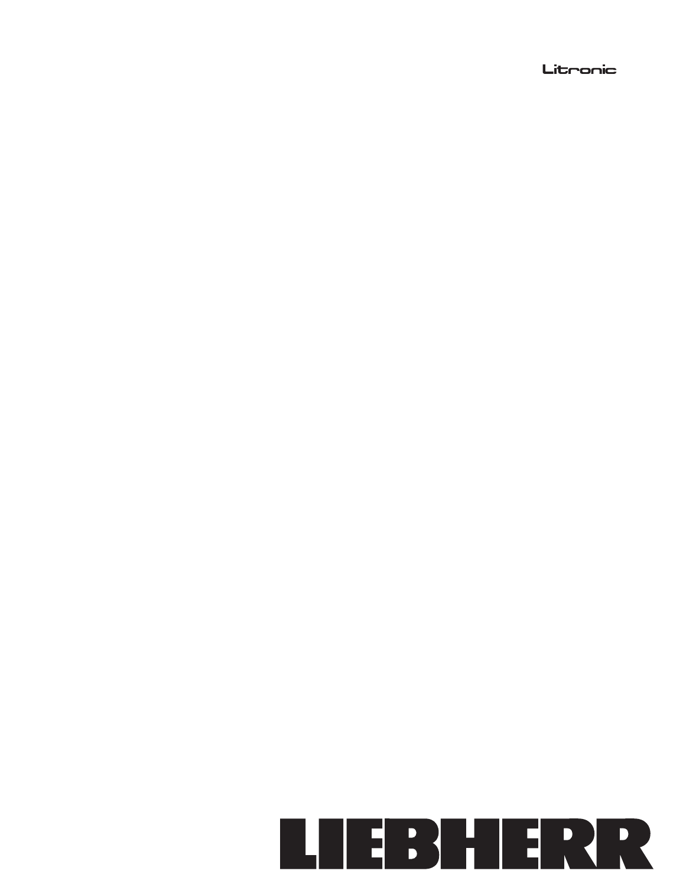Litronic

LIEBHERR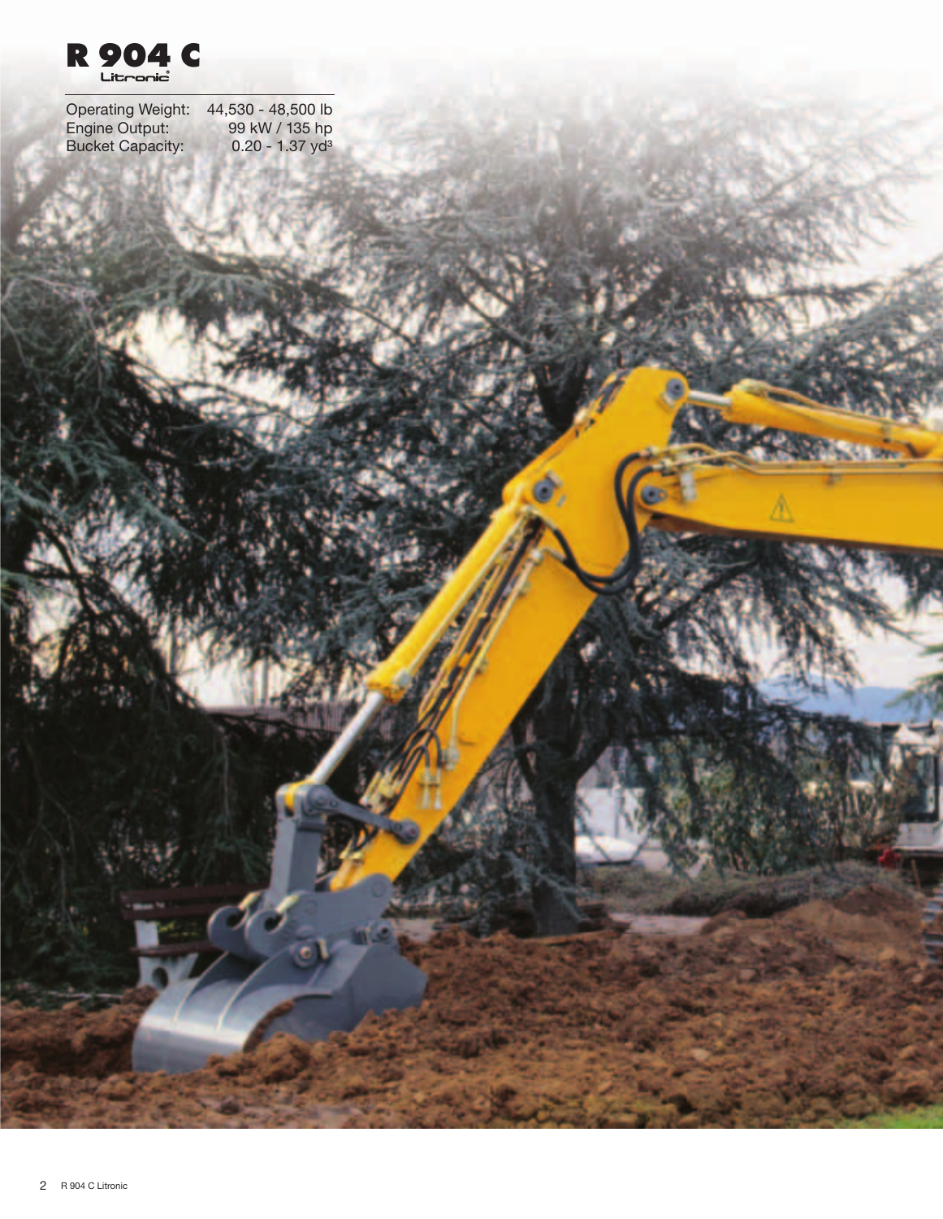# R 904 C

Litronic®

| | |
|---|---|
| Operating Weight: | 44,530 - 48,500 lb |
| Engine Output: | 99 kW / 135 hp |
| Bucket Capacity: | 0.20 - 1.37 yd³ |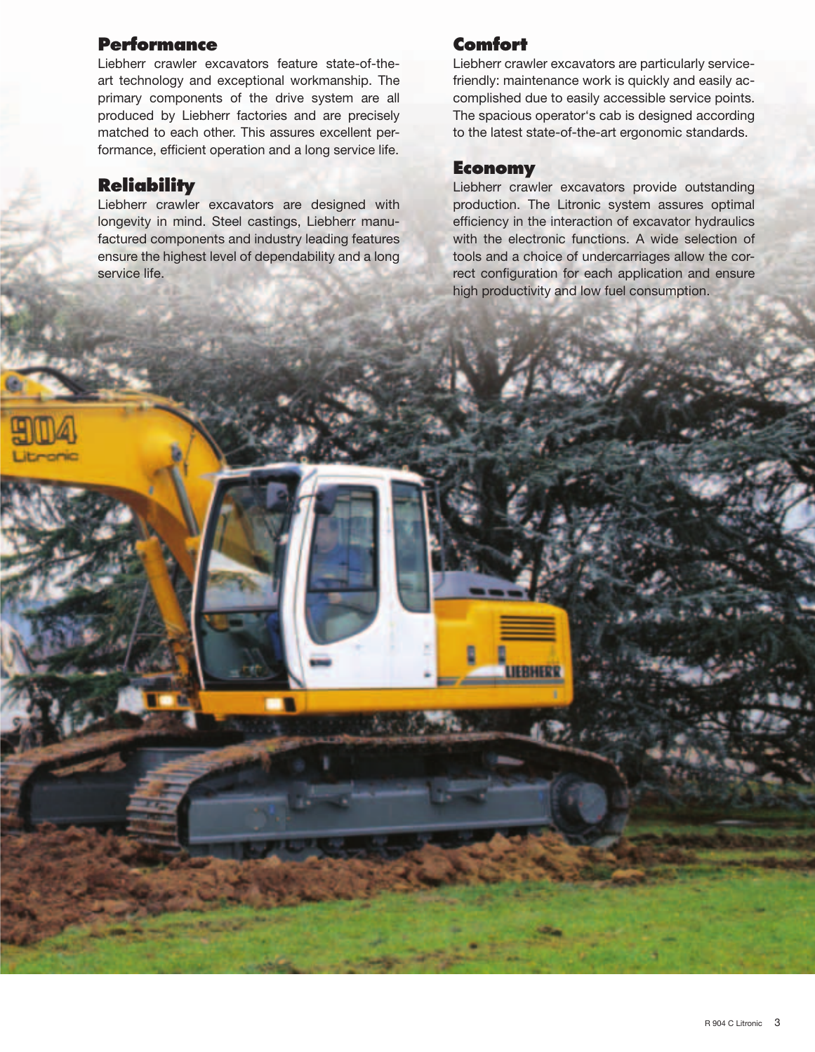## Performance

Liebherr crawler excavators feature state-of-the-art technology and exceptional workmanship. The primary components of the drive system are all produced by Liebherr factories and are precisely matched to each other. This assures excellent performance, efficient operation and a long service life.

## Reliability

Liebherr crawler excavators are designed with longevity in mind. Steel castings, Liebherr manufactured components and industry leading features ensure the highest level of dependability and a long service life.

## Comfort

Liebherr crawler excavators are particularly service-friendly: maintenance work is quickly and easily accomplished due to easily accessible service points. The spacious operator's cab is designed according to the latest state-of-the-art ergonomic standards.

## Economy

Liebherr crawler excavators provide outstanding production. The Litronic system assures optimal efficiency in the interaction of excavator hydraulics with the electronic functions. A wide selection of tools and a choice of undercarriages allow the correct configuration for each application and ensure high productivity and low fuel consumption.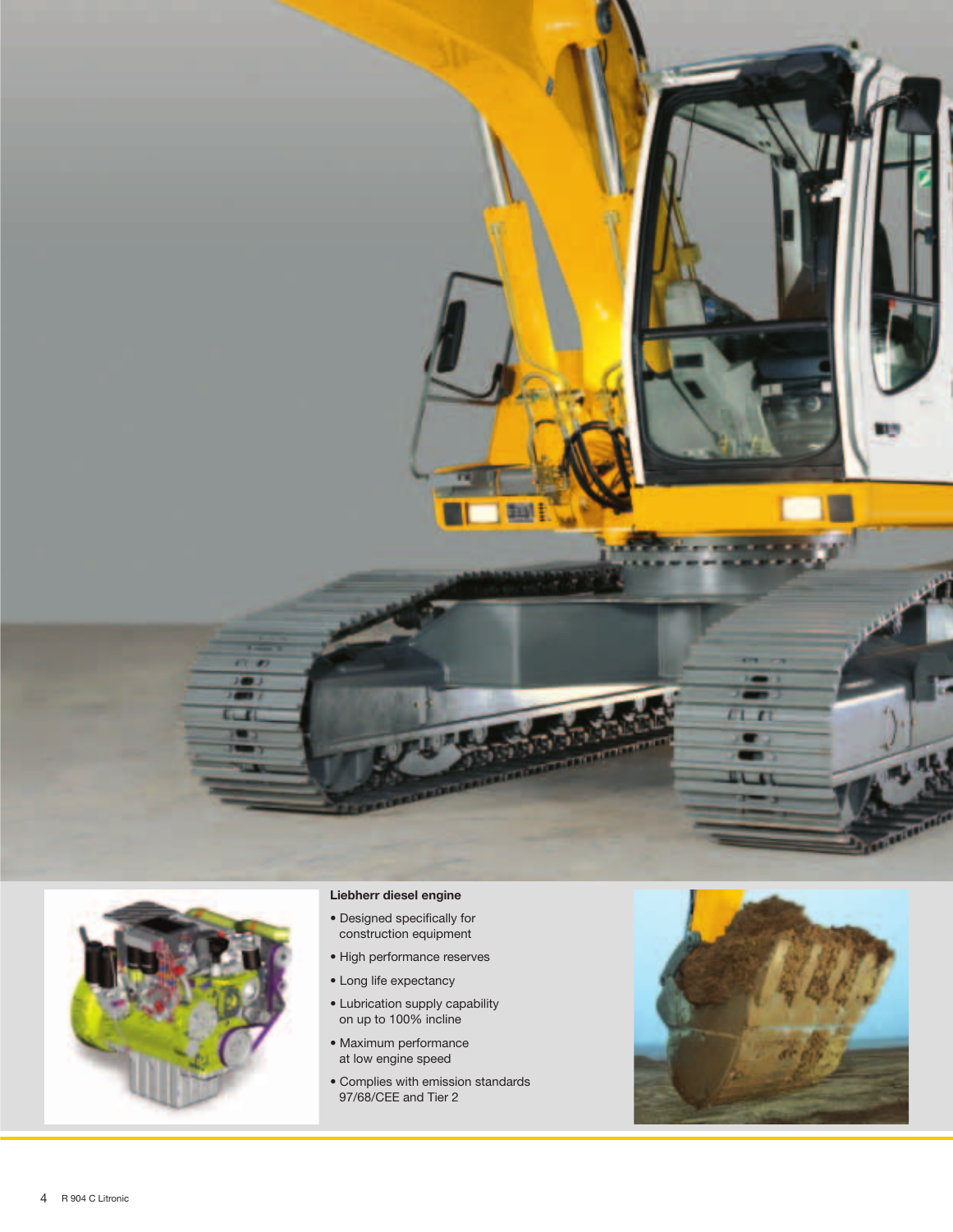**Liebherr diesel engine**

- Designed specifically for construction equipment
- High performance reserves
- Long life expectancy
- Lubrication supply capability on up to 100% incline
- Maximum performance at low engine speed
- Complies with emission standards 97/68/CEE and Tier 2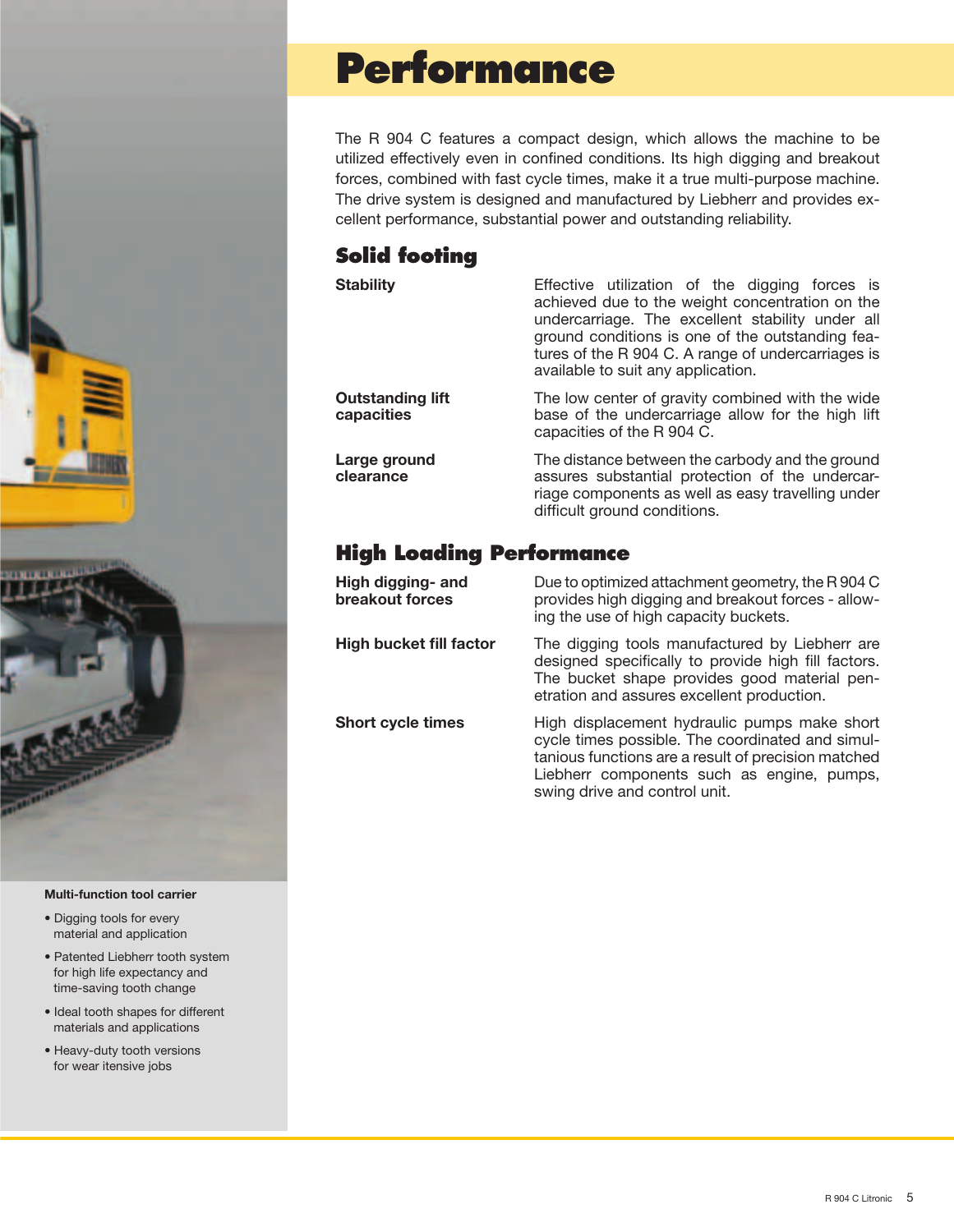# Performance

The R 904 C features a compact design, which allows the machine to be utilized effectively even in confined conditions. Its high digging and breakout forces, combined with fast cycle times, make it a true multi-purpose machine. The drive system is designed and manufactured by Liebherr and provides excellent performance, substantial power and outstanding reliability.

## Solid footing

**Stability**

Effective utilization of the digging forces is achieved due to the weight concentration on the undercarriage. The excellent stability under all ground conditions is one of the outstanding features of the R 904 C. A range of undercarriages is available to suit any application.

**Outstanding lift capacities**

The low center of gravity combined with the wide base of the undercarriage allow for the high lift capacities of the R 904 C.

**Large ground clearance**

The distance between the carbody and the ground assures substantial protection of the undercarriage components as well as easy travelling under difficult ground conditions.

## High Loading Performance

**High digging- and breakout forces**

Due to optimized attachment geometry, the R 904 C provides high digging and breakout forces - allowing the use of high capacity buckets.

**High bucket fill factor**

The digging tools manufactured by Liebherr are designed specifically to provide high fill factors. The bucket shape provides good material penetration and assures excellent production.

**Short cycle times**

High displacement hydraulic pumps make short cycle times possible. The coordinated and simultanious functions are a result of precision matched Liebherr components such as engine, pumps, swing drive and control unit.

**Multi-function tool carrier**

- Digging tools for every material and application
- Patented Liebherr tooth system for high life expectancy and time-saving tooth change
- Ideal tooth shapes for different materials and applications
- Heavy-duty tooth versions for wear intensive jobs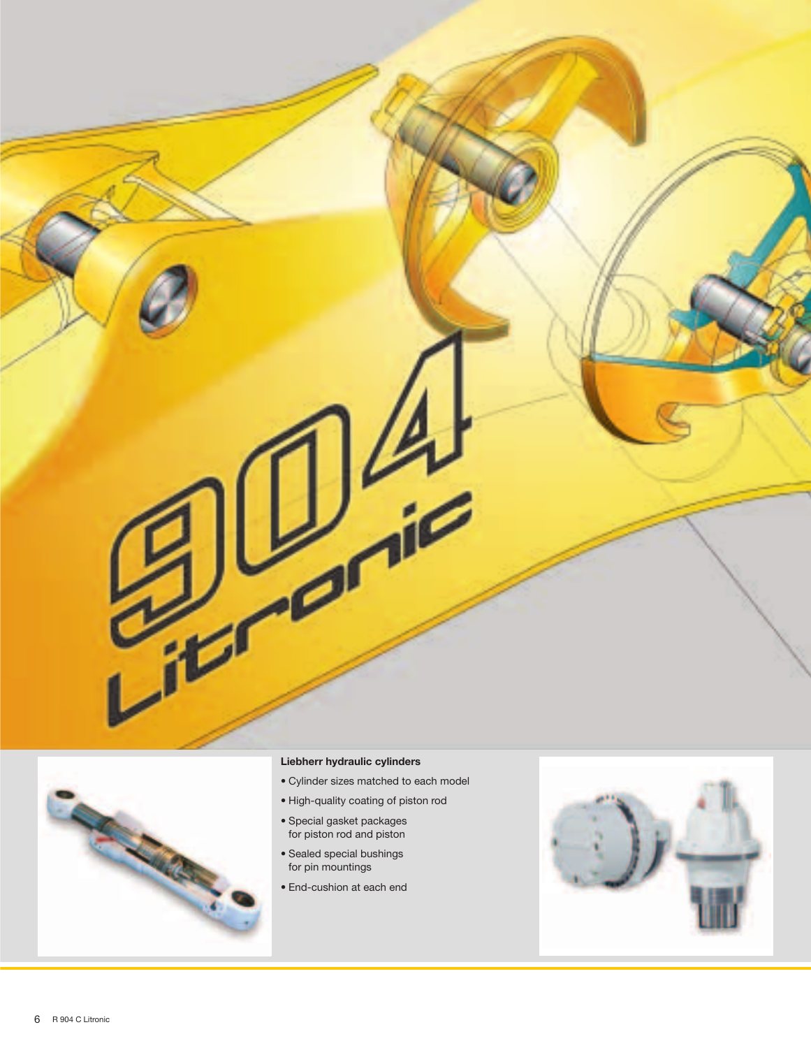**Liebherr hydraulic cylinders**

- Cylinder sizes matched to each model
- High-quality coating of piston rod
- Special gasket packages for piston rod and piston
- Sealed special bushings for pin mountings
- End-cushion at each end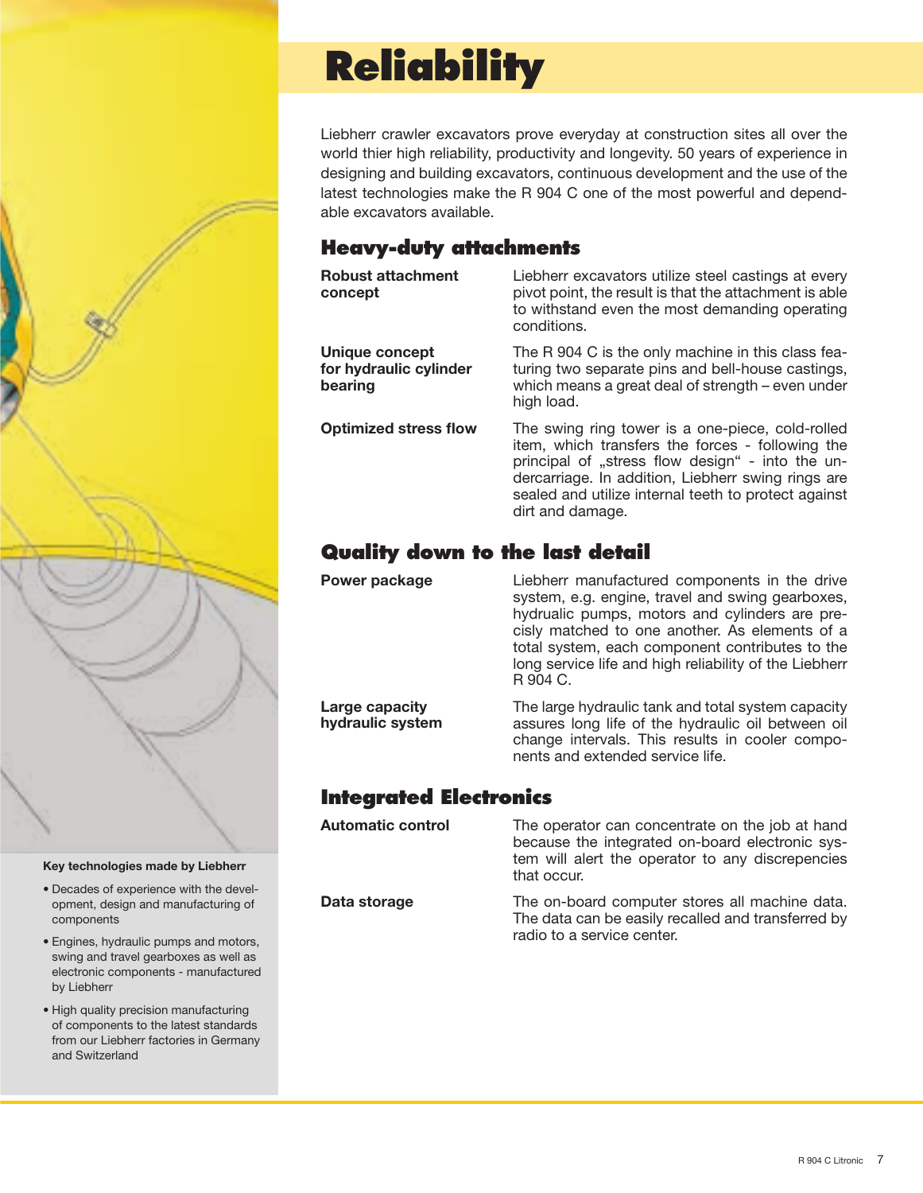# Reliability

Liebherr crawler excavators prove everyday at construction sites all over the world thier high reliability, productivity and longevity. 50 years of experience in designing and building excavators, continuous development and the use of the latest technologies make the R 904 C one of the most powerful and dependable excavators available.

## Heavy-duty attachments

**Robust attachment concept**

Liebherr excavators utilize steel castings at every pivot point, the result is that the attachment is able to withstand even the most demanding operating conditions.

**Unique concept for hydraulic cylinder bearing**

The R 904 C is the only machine in this class featuring two separate pins and bell-house castings, which means a great deal of strength – even under high load.

**Optimized stress flow**

The swing ring tower is a one-piece, cold-rolled item, which transfers the forces - following the principal of „stress flow design" - into the undercarriage. In addition, Liebherr swing rings are sealed and utilize internal teeth to protect against dirt and damage.

## Quality down to the last detail

**Power package**

Liebherr manufactured components in the drive system, e.g. engine, travel and swing gearboxes, hydraulic pumps, motors and cylinders are precisly matched to one another. As elements of a total system, each component contributes to the long service life and high reliability of the Liebherr R 904 C.

**Large capacity hydraulic system**

The large hydraulic tank and total system capacity assures long life of the hydraulic oil between oil change intervals. This results in cooler components and extended service life.

## Integrated Electronics

**Automatic control**

The operator can concentrate on the job at hand because the integrated on-board electronic system will alert the operator to any discrepencies that occur.

**Data storage**

The on-board computer stores all machine data. The data can be easily recalled and transferred by radio to a service center.

**Key technologies made by Liebherr**

- Decades of experience with the development, design and manufacturing of components
- Engines, hydraulic pumps and motors, swing and travel gearboxes as well as electronic components - manufactured by Liebherr
- High quality precision manufacturing of components to the latest standards from our Liebherr factories in Germany and Switzerland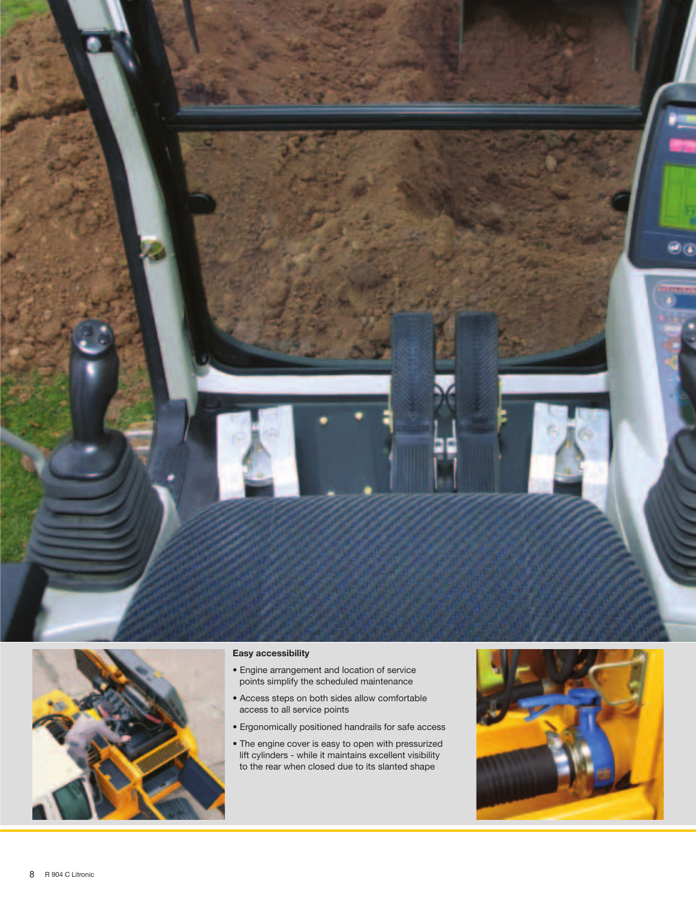### Easy accessibility

- Engine arrangement and location of service points simplify the scheduled maintenance
- Access steps on both sides allow comfortable access to all service points
- Ergonomically positioned handrails for safe access
- The engine cover is easy to open with pressurized lift cylinders - while it maintains excellent visibility to the rear when closed due to its slanted shape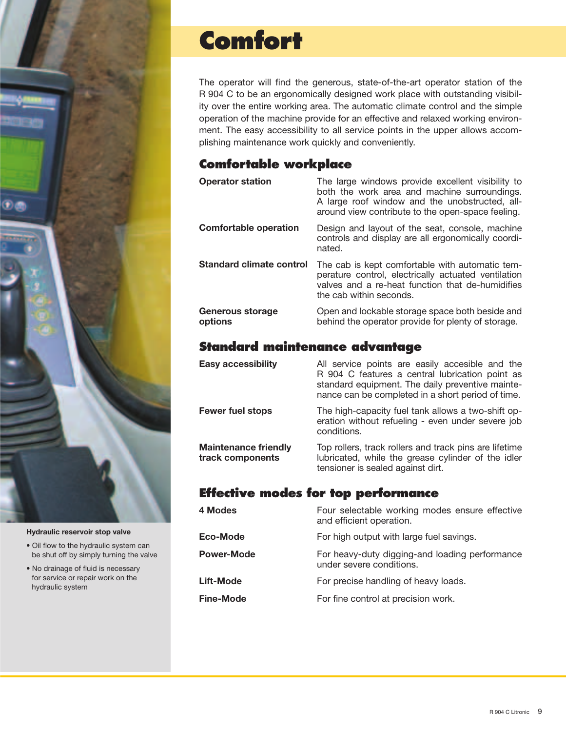# Comfort

The operator will find the generous, state-of-the-art operator station of the R 904 C to be an ergonomically designed work place with outstanding visibility over the entire working area. The automatic climate control and the simple operation of the machine provide for an effective and relaxed working environment. The easy accessibility to all service points in the upper allows accomplishing maintenance work quickly and conveniently.

## Comfortable workplace

**Operator station**
The large windows provide excellent visibility to both the work area and machine surroundings. A large roof window and the unobstructed, all-around view contribute to the open-space feeling.

**Comfortable operation**
Design and layout of the seat, console, machine controls and display are all ergonomically coordinated.

**Standard climate control**
The cab is kept comfortable with automatic temperature control, electrically actuated ventilation valves and a re-heat function that de-humidifies the cab within seconds.

**Generous storage options**
Open and lockable storage space both beside and behind the operator provide for plenty of storage.

## Standard maintenance advantage

**Easy accessibility**
All service points are easily accesible and the R 904 C features a central lubrication point as standard equipment. The daily preventive maintenance can be completed in a short period of time.

**Fewer fuel stops**
The high-capacity fuel tank allows a two-shift operation without refueling - even under severe job conditions.

**Maintenance friendly track components**
Top rollers, track rollers and track pins are lifetime lubricated, while the grease cylinder of the idler tensioner is sealed against dirt.

## Effective modes for top performance

**4 Modes**
Four selectable working modes ensure effective and efficient operation.

**Eco-Mode**
For high output with large fuel savings.

**Power-Mode**
For heavy-duty digging-and loading performance under severe conditions.

**Lift-Mode**
For precise handling of heavy loads.

**Fine-Mode**
For fine control at precision work.

**Hydraulic reservoir stop valve**

- Oil flow to the hydraulic system can be shut off by simply turning the valve
- No drainage of fluid is necessary for service or repair work on the hydraulic system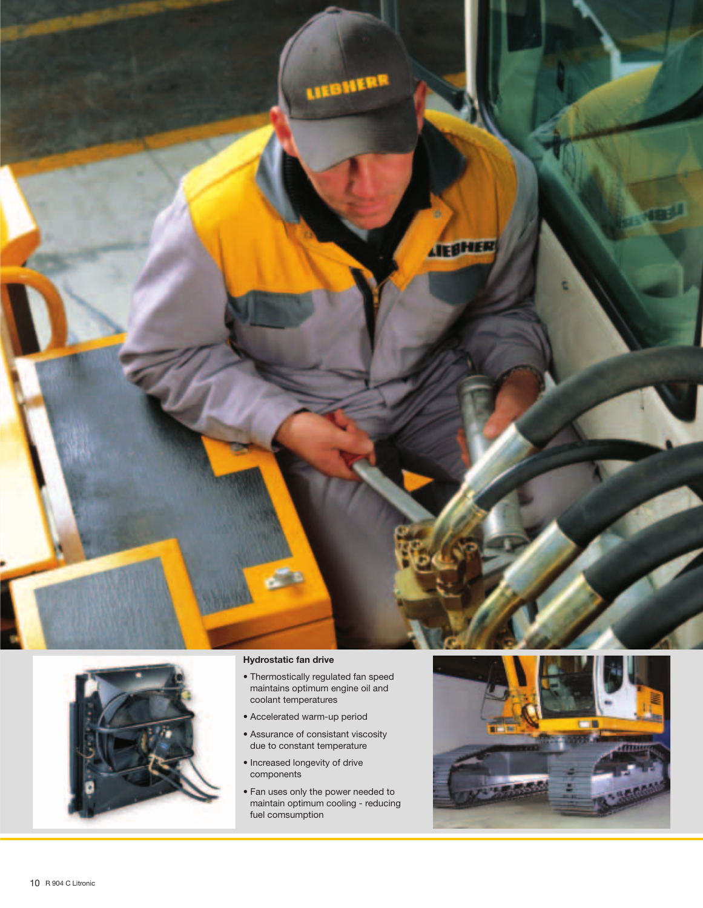### Hydrostatic fan drive

- Thermostically regulated fan speed maintains optimum engine oil and coolant temperatures
- Accelerated warm-up period
- Assurance of consistant viscosity due to constant temperature
- Increased longevity of drive components
- Fan uses only the power needed to maintain optimum cooling - reducing fuel comsumption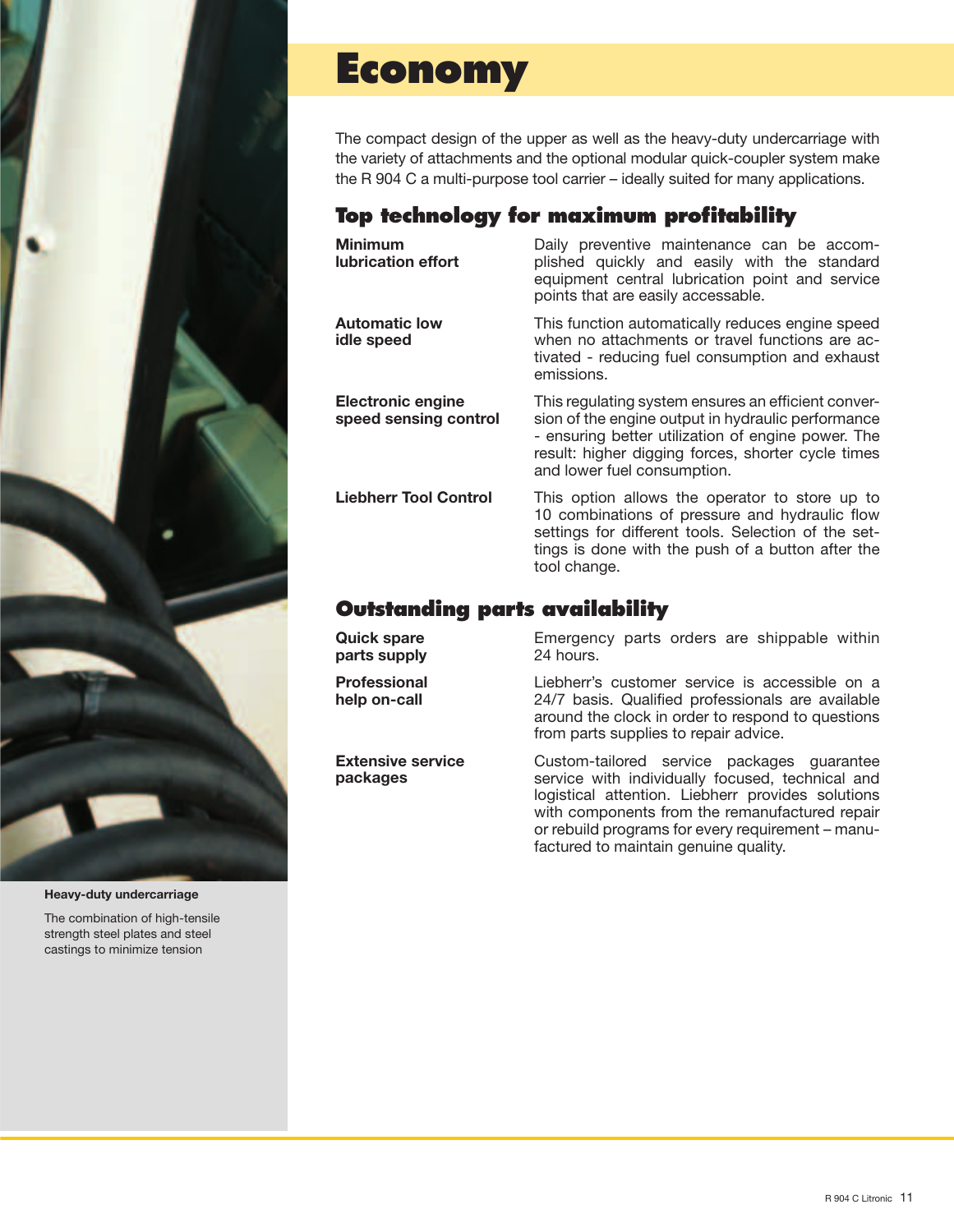# Economy

The compact design of the upper as well as the heavy-duty undercarriage with the variety of attachments and the optional modular quick-coupler system make the R 904 C a multi-purpose tool carrier – ideally suited for many applications.

## Top technology for maximum profitability

**Minimum lubrication effort**
Daily preventive maintenance can be accomplished quickly and easily with the standard equipment central lubrication point and service points that are easily accessable.

**Automatic low idle speed**
This function automatically reduces engine speed when no attachments or travel functions are activated - reducing fuel consumption and exhaust emissions.

**Electronic engine speed sensing control**
This regulating system ensures an efficient conversion of the engine output in hydraulic performance - ensuring better utilization of engine power. The result: higher digging forces, shorter cycle times and lower fuel consumption.

**Liebherr Tool Control**
This option allows the operator to store up to 10 combinations of pressure and hydraulic flow settings for different tools. Selection of the settings is done with the push of a button after the tool change.

## Outstanding parts availability

**Quick spare parts supply**
Emergency parts orders are shippable within 24 hours.

**Professional help on-call**
Liebherr's customer service is accessible on a 24/7 basis. Qualified professionals are available around the clock in order to respond to questions from parts supplies to repair advice.

**Extensive service packages**
Custom-tailored service packages guarantee service with individually focused, technical and logistical attention. Liebherr provides solutions with components from the remanufactured repair or rebuild programs for every requirement – manufactured to maintain genuine quality.

**Heavy-duty undercarriage**

The combination of high-tensile strength steel plates and steel castings to minimize tension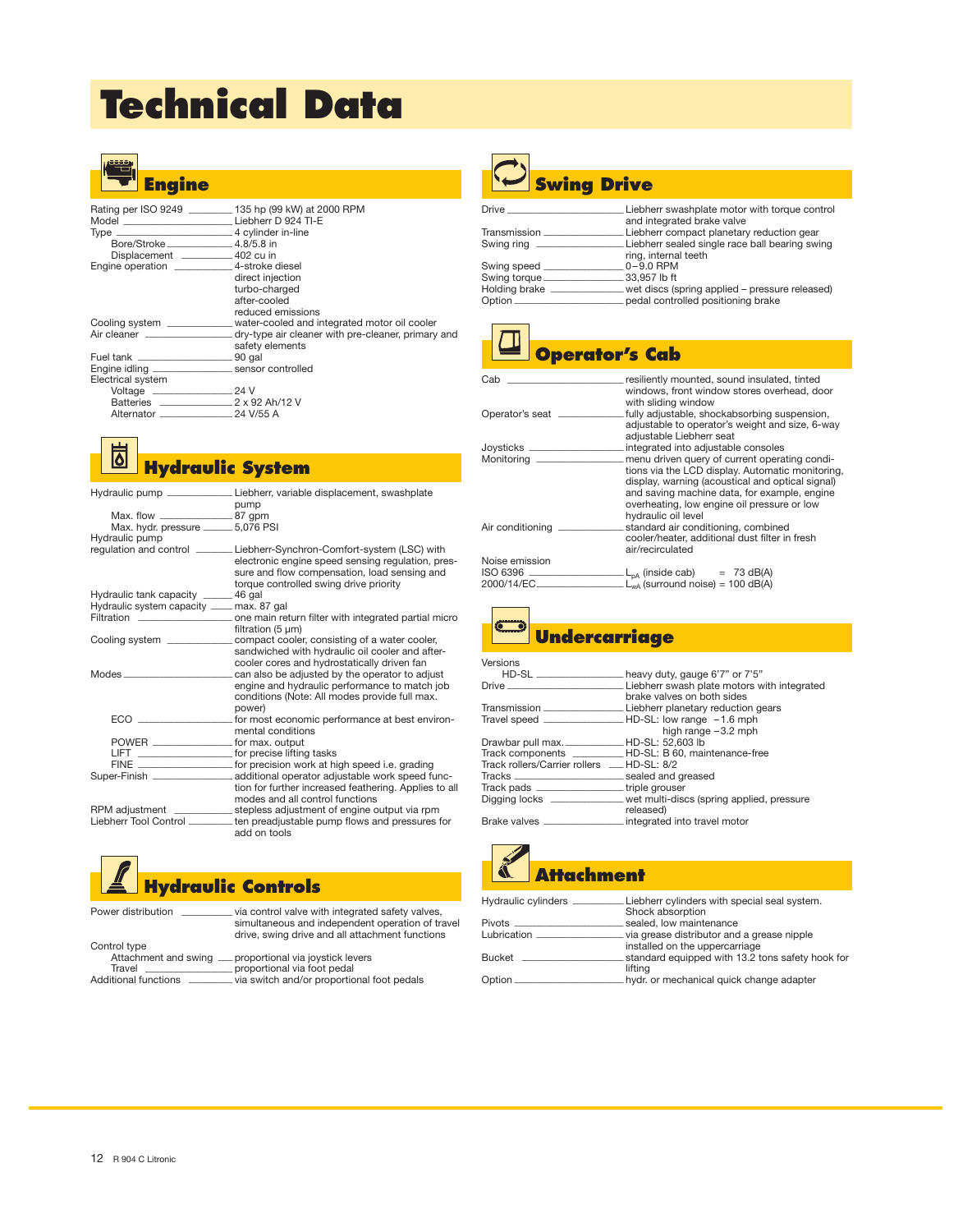# Technical Data

## Engine

| | |
|---|---|
| Rating per ISO 9249 | 135 hp (99 kW) at 2000 RPM |
| Model | Liebherr D 924 TI-E |
| Type | 4 cylinder in-line |
| Bore/Stroke | 4.8/5.8 in |
| Displacement | 402 cu in |
| Engine operation | 4-stroke diesel<br>direct injection<br>turbo-charged<br>after-cooled<br>reduced emissions |
| Cooling system | water-cooled and integrated motor oil cooler |
| Air cleaner | dry-type air cleaner with pre-cleaner, primary and safety elements |
| Fuel tank | 90 gal |
| Engine idling | sensor controlled |
| Electrical system | |
| Voltage | 24 V |
| Batteries | 2 x 92 Ah/12 V |
| Alternator | 24 V/55 A |

## Hydraulic System

| | |
|---|---|
| Hydraulic pump | Liebherr, variable displacement, swashplate pump |
| Max. flow | 87 gpm |
| Max. hydr. pressure | 5,076 PSI |
| Hydraulic pump regulation and control | Liebherr-Synchron-Comfort-system (LSC) with electronic engine speed sensing regulation, pressure and flow compensation, load sensing and torque controlled swing drive priority |
| Hydraulic tank capacity | 46 gal |
| Hydraulic system capacity | max. 87 gal |
| Filtration | one main return filter with integrated partial micro filtration (5 µm) |
| Cooling system | compact cooler, consisting of a water cooler, sandwiched with hydraulic oil cooler and after-cooler cores and hydrostatically driven fan |
| Modes | can also be adjusted by the operator to adjust engine and hydraulic performance to match job conditions (Note: All modes provide full max. power) |
| ECO | for most economic performance at best environmental conditions |
| POWER | for max. output |
| LIFT | for precise lifting tasks |
| FINE | for precision work at high speed i.e. grading |
| Super-Finish | additional operator adjustable work speed function for further increased feathering. Applies to all modes and all control functions |
| RPM adjustment | stepless adjustment of engine output via rpm |
| Liebherr Tool Control | ten preadjustable pump flows and pressures for add on tools |

## Hydraulic Controls

| | |
|---|---|
| Power distribution | via control valve with integrated safety valves, simultaneous and independent operation of travel drive, swing drive and all attachment functions |
| Control type | |
| Attachment and swing | proportional via joystick levers |
| Travel | proportional via foot pedal |
| Additional functions | via switch and/or proportional foot pedals |

## Swing Drive

| | |
|---|---|
| Drive | Liebherr swashplate motor with torque control and integrated brake valve |
| Transmission | Liebherr compact planetary reduction gear |
| Swing ring | Liebherr sealed single race ball bearing swing ring, internal teeth |
| Swing speed | 0 – 9.0 RPM |
| Swing torque | 33,957 lb ft |
| Holding brake | wet discs (spring applied – pressure released) |
| Option | pedal controlled positioning brake |

## Operator's Cab

| | |
|---|---|
| Cab | resiliently mounted, sound insulated, tinted windows, front window stores overhead, door with sliding window |
| Operator's seat | fully adjustable, shockabsorbing suspension, adjustable to operator's weight and size, 6-way adjustable Liebherr seat |
| Joysticks | integrated into adjustable consoles |
| Monitoring | menu driven query of current operating conditions via the LCD display. Automatic monitoring, display, warning (acoustical and optical signal) and saving machine data, for example, engine overheating, low engine oil pressure or low hydraulic oil level |
| Air conditioning | standard air conditioning, combined cooler/heater, additional dust filter in fresh air/recirculated |
| Noise emission | |
| ISO 6396 | $L_{pA}$ (inside cab) = 73 dB(A) |
| 2000/14/EC | $L_{WA}$ (surround noise) = 100 dB(A) |

## Undercarriage

| | |
|---|---|
| Versions | |
| HD-SL | heavy duty, gauge 6'7" or 7'5" |
| Drive | Liebherr swash plate motors with integrated brake valves on both sides |
| Transmission | Liebherr planetary reduction gears |
| Travel speed | HD-SL: low range – 1.6 mph<br>high range – 3.2 mph |
| Drawbar pull max. | HD-SL: 52,603 lb |
| Track components | HD-SL: B 60, maintenance-free |
| Track rollers/Carrier rollers | HD-SL: 8/2 |
| Tracks | sealed and greased |
| Track pads | triple grouser |
| Digging locks | wet multi-discs (spring applied, pressure released) |
| Brake valves | integrated into travel motor |

## Attachment

| | |
|---|---|
| Hydraulic cylinders | Liebherr cylinders with special seal system. Shock absorption |
| Pivots | sealed, low maintenance |
| Lubrication | via grease distributor and a grease nipple installed on the uppercarriage |
| Bucket | standard equipped with 13.2 tons safety hook for lifting |
| Option | hydr. or mechanical quick change adapter |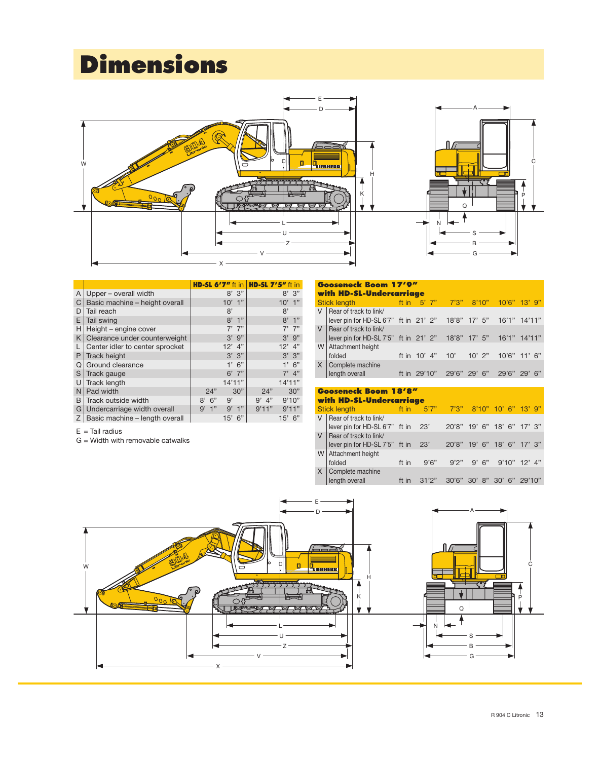# Dimensions

| | | HD-SL 6'7" ft in | | HD-SL 7'5" ft in | |
|---|---|---|---|---|---|
| A | Upper – overall width | | 8' 3" | | 8' 3" |
| C | Basic machine – height overall | | 10' 1" | | 10' 1" |
| D | Tail reach | | 8' | | 8' |
| E | Tail swing | | 8' 1" | | 8' 1" |
| H | Height – engine cover | | 7' 7" | | 7' 7" |
| K | Clearance under counterweight | | 3' 9" | | 3' 9" |
| L | Center idler to center sprocket | | 12' 4" | | 12' 4" |
| P | Track height | | 3' 3" | | 3' 3" |
| Q | Ground clearance | | 1' 6" | | 1' 6" |
| S | Track gauge | | 6' 7" | | 7' 4" |
| U | Track length | | 14'11" | | 14'11" |
| N | Pad width | 24" | 30" | 24" | 30" |
| B | Track outside width | 8' 6" | 9' | 9' 4" | 9'10" |
| G | Undercarriage width overall | 9' 1" | 9' 1" | 9'11" | 9'11" |
| Z | Basic machine – length overall | | 15' 6" | | 15' 6" |

E = Tail radius
G = Width with removable catwalks

| | Gooseneck Boom 17'9" with HD-SL-Undercarriage | | | | | | |
|---|---|---|---|---|---|---|---|
| | Stick length | ft in | 5' 7" | 7'3" | 8'10" | 10'6" | 13' 9" |
| V | Rear of track to link/ lever pin for HD-SL 6'7" | ft in | 21' 2" | 18'8" | 17' 5" | 16'1" | 14'11" |
| V | Rear of track to link/ lever pin for HD-SL 7'5" | ft in | 21' 2" | 18'8" | 17' 5" | 16'1" | 14'11" |
| W | Attachment height folded | ft in | 10' 4" | 10' | 10' 2" | 10'6" | 11' 6" |
| X | Complete machine length overall | ft in | 29'10" | 29'6" | 29' 6" | 29'6" | 29' 6" |

| | Gooseneck Boom 18'8" with HD-SL-Undercarriage | | | | | | |
|---|---|---|---|---|---|---|---|
| | Stick length | ft in | 5'7" | 7'3" | 8'10" | 10' 6" | 13' 9" |
| V | Rear of track to link/ lever pin for HD-SL 6'7" | ft in | 23' | 20'8" | 19' 6" | 18' 6" | 17' 3" |
| V | Rear of track to link/ lever pin for HD-SL 7'5" | ft in | 23' | 20'8" | 19' 6" | 18' 6" | 17' 3" |
| W | Attachment height folded | ft in | 9'6" | 9'2" | 9' 6" | 9'10" | 12' 4" |
| X | Complete machine length overall | ft in | 31'2" | 30'6" | 30' 8" | 30' 6" | 29'10" |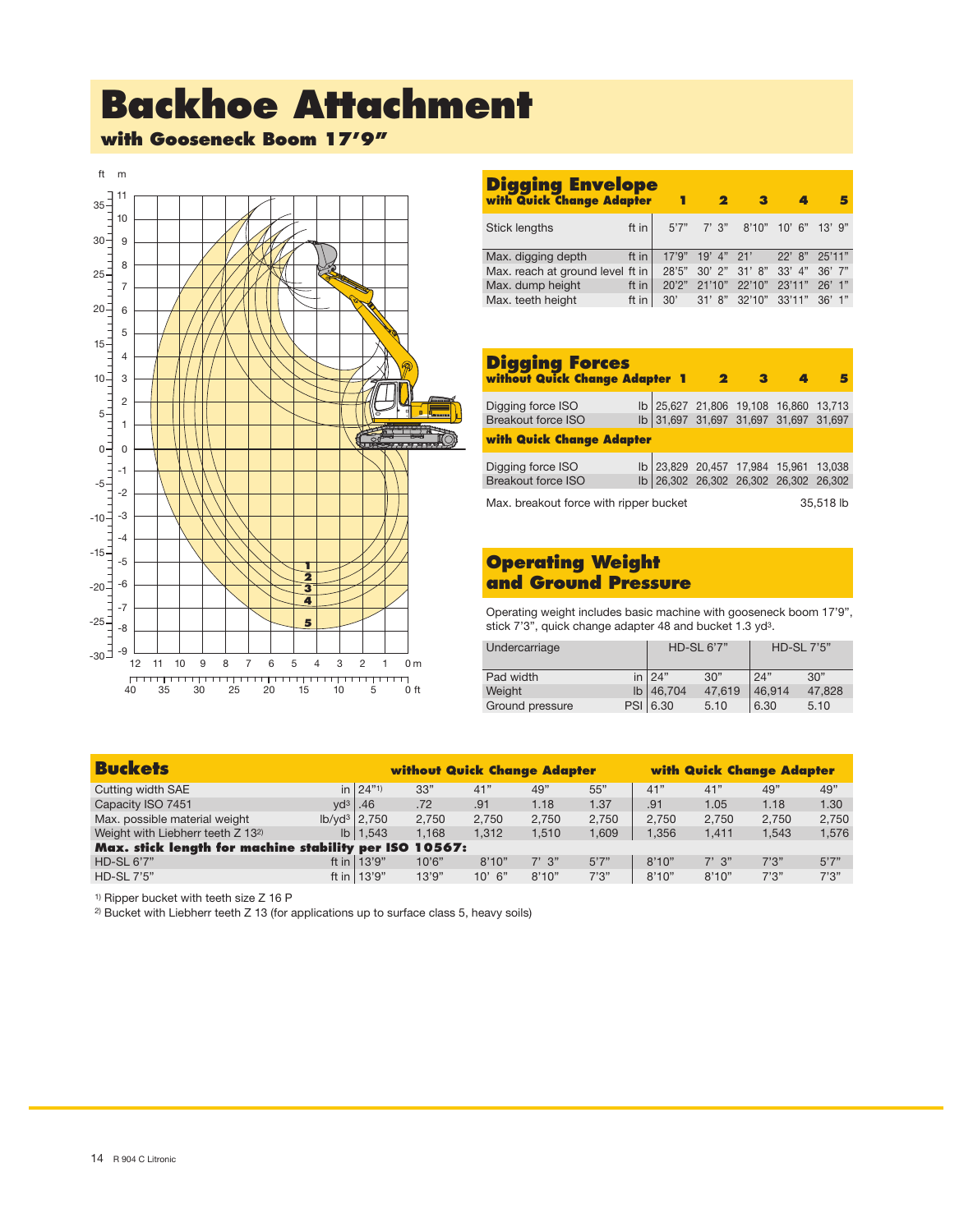# Backhoe Attachment

## with Gooseneck Boom 17'9"

## Digging Envelope

### with Quick Change Adapter

| | | 1 | 2 | 3 | 4 | 5 |
|---|---|---|---|---|---|---|
| Stick lengths | ft in | 5'7" | 7' 3" | 8'10" | 10' 6" | 13' 9" |
| Max. digging depth | ft in | 17'9" | 19' 4" | 21' | 22' 8" | 25'11" |
| Max. reach at ground level | ft in | 28'5" | 30' 2" | 31' 8" | 33' 4" | 36' 7" |
| Max. dump height | ft in | 20'2" | 21'10" | 22'10" | 23'11" | 26' 1" |
| Max. teeth height | ft in | 30' | 31' 8" | 32'10" | 33'11" | 36' 1" |

## Digging Forces

| without Quick Change Adapter | | 1 | 2 | 3 | 4 | 5 |
|---|---|---|---|---|---|---|
| Digging force ISO | lb | 25,627 | 21,806 | 19,108 | 16,860 | 13,713 |
| Breakout force ISO | lb | 31,697 | 31,697 | 31,697 | 31,697 | 31,697 |
| **with Quick Change Adapter** | | | | | | |
| Digging force ISO | lb | 23,829 | 20,457 | 17,984 | 15,961 | 13,038 |
| Breakout force ISO | lb | 26,302 | 26,302 | 26,302 | 26,302 | 26,302 |

Max. breakout force with ripper bucket 35,518 lb

## Operating Weight and Ground Pressure

Operating weight includes basic machine with gooseneck boom 17'9", stick 7'3", quick change adapter 48 and bucket 1.3 yd³.

| Undercarriage | | HD-SL 6'7" | | HD-SL 7'5" | |
|---|---|---|---|---|---|
| Pad width | in | 24" | 30" | 24" | 30" |
| Weight | lb | 46,704 | 47,619 | 46,914 | 47,828 |
| Ground pressure | PSI | 6.30 | 5.10 | 6.30 | 5.10 |

## Buckets

| | | without Quick Change Adapter | | | | | with Quick Change Adapter | | | |
|---|---|---|---|---|---|---|---|---|---|---|
| Cutting width SAE | in | 24"[1] | 33" | 41" | 49" | 55" | 41" | 41" | 49" | 49" |
| Capacity ISO 7451 | yd³ | .46 | .72 | .91 | 1.18 | 1.37 | .91 | 1.05 | 1.18 | 1.30 |
| Max. possible material weight | lb/yd³ | 2,750 | 2,750 | 2,750 | 2,750 | 2,750 | 2,750 | 2,750 | 2,750 | 2,750 |
| Weight with Liebherr teeth Z 13[2] | lb | 1,543 | 1,168 | 1,312 | 1,510 | 1,609 | 1,356 | 1,411 | 1,543 | 1,576 |
| **Max. stick length for machine stability per ISO 10567:** | | | | | | | | | | |
| HD-SL 6'7" | ft in | 13'9" | 10'6" | 8'10" | 7' 3" | 5'7" | 8'10" | 7' 3" | 7'3" | 5'7" |
| HD-SL 7'5" | ft in | 13'9" | 13'9" | 10' 6" | 8'10" | 7'3" | 8'10" | 8'10" | 7'3" | 7'3" |

[1] Ripper bucket with teeth size Z 16 P

[2] Bucket with Liebherr teeth Z 13 (for applications up to surface class 5, heavy soils)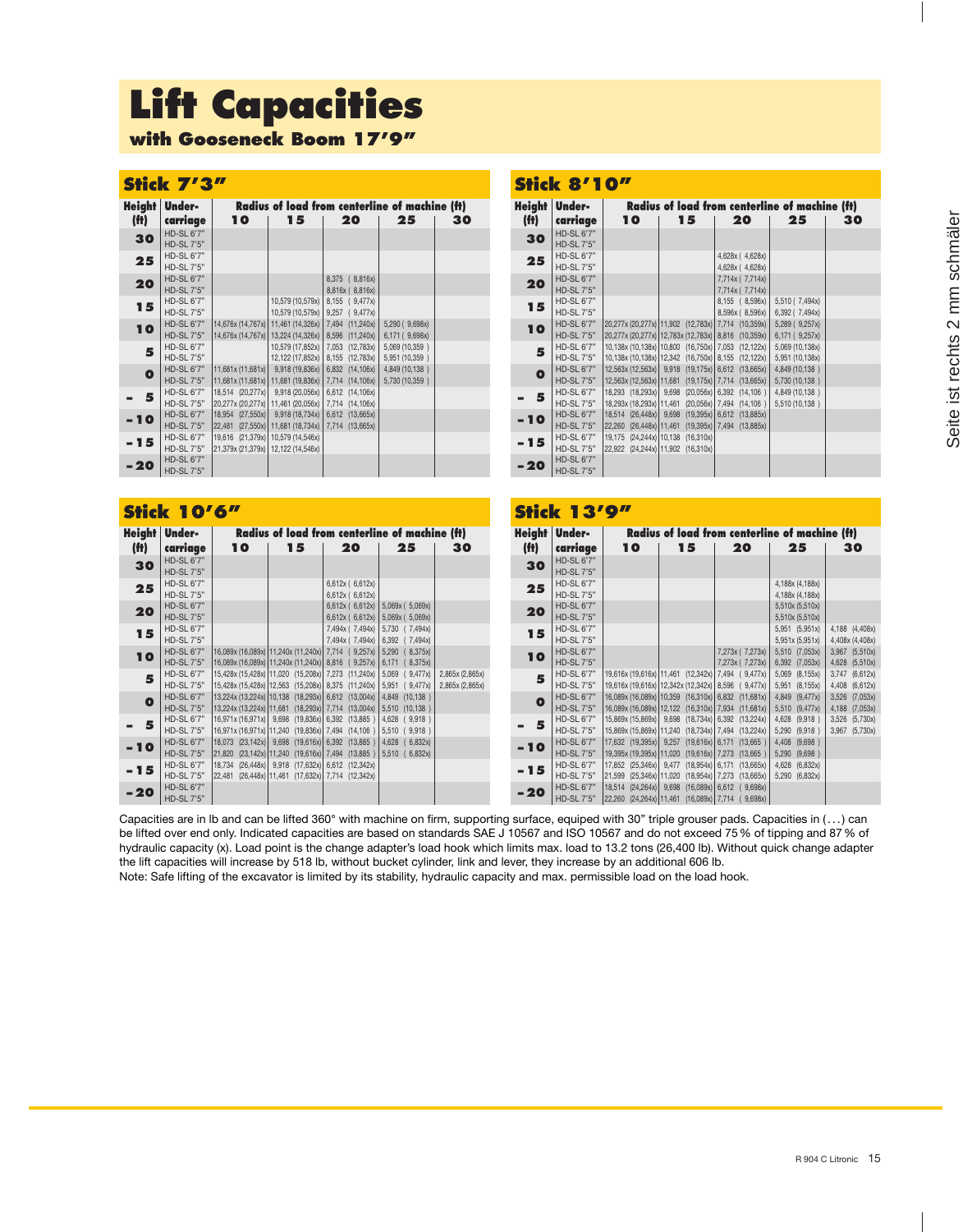# Lift Capacities

**with Gooseneck Boom 17'9"**

## Stick 7'3"

| Height (ft) | Under-carriage | Radius of load from centerline of machine (ft) 10 | 15 | 20 | 25 | 30 |
|---|---|---|---|---|---|---|
| 30 | HD-SL 6'7" | | | | | |
| | HD-SL 7'5" | | | | | |
| 25 | HD-SL 6'7" | | | | | |
| | HD-SL 7'5" | | | | | |
| 20 | HD-SL 6'7" | | | 8,375 ( 8,816x) | | |
| | HD-SL 7'5" | | | 8,816x ( 8,816x) | | |
| 15 | HD-SL 6'7" | | 10,579 (10,579x) | 8,155 ( 9,477x) | | |
| | HD-SL 7'5" | | 10,579 (10,579x) | 9,257 ( 9,477x) | | |
| 10 | HD-SL 6'7" | 14,676x (14,767x) | 11,461 (14,326x) | 7,494 (11,240x) | 5,290 ( 9,698x) | |
| | HD-SL 7'5" | 14,676x (14,767x) | 13,224 (14,326x) | 8,596 (11,240x) | 6,171 ( 9,698x) | |
| 5 | HD-SL 6'7" | | 10,579 (17,852x) | 7,053 (12,783x) | 5,069 (10,359 ) | |
| | HD-SL 7'5" | | 12,122 (17,852x) | 8,155 (12,783x) | 5,951 (10,359 ) | |
| 0 | HD-SL 6'7" | 11,681x (11,681x) | 9,918 (19,836x) | 6,832 (14,106x) | 4,849 (10,138 ) | |
| | HD-SL 7'5" | 11,681x (11,681x) | 11,681 (19,836x) | 7,714 (14,106x) | 5,730 (10,359 ) | |
| - 5 | HD-SL 6'7" | 18,514 (20,277x) | 9,918 (20,056x) | 6,612 (14,106x) | | |
| | HD-SL 7'5" | 20,277x (20,277x) | 11,461 (20,056x) | 7,714 (14,106x) | | |
| -10 | HD-SL 6'7" | 18,954 (27,550x) | 9,918 (18,734x) | 6,612 (13,665x) | | |
| | HD-SL 7'5" | 22,481 (27,550x) | 11,681 (18,734x) | 7,714 (13,665x) | | |
| -15 | HD-SL 6'7" | 19,616 (21,379x) | 10,579 (14,546x) | | | |
| | HD-SL 7'5" | 21,379x (21,379x) | 12,122 (14,546x) | | | |
| -20 | HD-SL 6'7" | | | | | |
| | HD-SL 7'5" | | | | | |

## Stick 8'10"

| Height (ft) | Under-carriage | Radius of load from centerline of machine (ft) 10 | 15 | 20 | 25 | 30 |
|---|---|---|---|---|---|---|
| 30 | HD-SL 6'7" | | | | | |
| | HD-SL 7'5" | | | | | |
| 25 | HD-SL 6'7" | | | 4,628x ( 4,628x) | | |
| | HD-SL 7'5" | | | 4,628x ( 4,628x) | | |
| 20 | HD-SL 6'7" | | | 7,714x ( 7,714x) | | |
| | HD-SL 7'5" | | | 7,714x ( 7,714x) | | |
| 15 | HD-SL 6'7" | | | 8,155 ( 8,596x) | 5,510 ( 7,494x) | |
| | HD-SL 7'5" | | | 8,596x ( 8,596x) | 6,392 ( 7,494x) | |
| 10 | HD-SL 6'7" | 20,277x (20,277x) | 11,902 (12,783x) | 7,714 (10,359x) | 5,289 ( 9,257x) | |
| | HD-SL 7'5" | 20,277x (20,277x) | 12,783x (12,783x) | 8,816 (10,359x) | 6,171 ( 9,257x) | |
| 5 | HD-SL 6'7" | 10,138x (10,138x) | 10,800 (16,750x) | 7,053 (12,122x) | 5,069 (10,138x) | |
| | HD-SL 7'5" | 10,138x (10,138x) | 12,342 (16,750x) | 8,155 (12,122x) | 5,951 (10,138x) | |
| 0 | HD-SL 6'7" | 12,563x (12,563x) | 9,918 (19,175x) | 6,612 (13,665x) | 4,849 (10,138 ) | |
| | HD-SL 7'5" | 12,563x (12,563x) | 11,681 (19,175x) | 7,714 (13,665x) | 5,730 (10,138 ) | |
| - 5 | HD-SL 6'7" | 18,293 (18,293x) | 9,698 (20,056x) | 6,392 (14,106 ) | 4,849 (10,138 ) | |
| | HD-SL 7'5" | 18,293x (18,293x) | 11,461 (20,056x) | 7,494 (14,106 ) | 5,510 (10,138 ) | |
| -10 | HD-SL 6'7" | 18,514 (26,448x) | 9,698 (19,395x) | 6,612 (13,885x) | | |
| | HD-SL 7'5" | 22,260 (26,448x) | 11,461 (19,395x) | 7,494 (13,885x) | | |
| -15 | HD-SL 6'7" | 19,175 (24,244x) | 10,138 (16,310x) | | | |
| | HD-SL 7'5" | 22,922 (24,244x) | 11,902 (16,310x) | | | |
| -20 | HD-SL 6'7" | | | | | |
| | HD-SL 7'5" | | | | | |

## Stick 10'6"

| Height (ft) | Under-carriage | Radius of load from centerline of machine (ft) 10 | 15 | 20 | 25 | 30 |
|---|---|---|---|---|---|---|
| 30 | HD-SL 6'7" | | | | | |
| | HD-SL 7'5" | | | | | |
| 25 | HD-SL 6'7" | | | 6,612x ( 6,612x) | | |
| | HD-SL 7'5" | | | 6,612x ( 6,612x) | | |
| 20 | HD-SL 6'7" | | | 6,612x ( 6,612x) | 5,069x ( 5,069x) | |
| | HD-SL 7'5" | | | 6,612x ( 6,612x) | 5,069x ( 5,069x) | |
| 15 | HD-SL 6'7" | | | 7,494x ( 7,494x) | 5,730 ( 7,494x) | |
| | HD-SL 7'5" | | | 7,494x ( 7,494x) | 6,392 ( 7,494x) | |
| 10 | HD-SL 6'7" | 16,089x (16,089x) | 11,240x (11,240x) | 7,714 ( 9,257x) | 5,290 ( 8,375x) | |
| | HD-SL 7'5" | 16,089x (16,089x) | 11,240x (11,240x) | 8,816 ( 9,257x) | 6,171 ( 8,375x) | |
| 5 | HD-SL 6'7" | 15,428x (15,428x) | 11,020 (15,208x) | 7,273 (11,240x) | 5,069 ( 9,477x) | 2,865x (2,865x) |
| | HD-SL 7'5" | 15,428x (15,428x) | 12,563 (15,208x) | 8,375 (11,240x) | 5,951 ( 9,477x) | 2,865x (2,865x) |
| 0 | HD-SL 6'7" | 13,224x (13,224x) | 10,138 (18,293x) | 6,612 (13,004x) | 4,849 (10,138 ) | |
| | HD-SL 7'5" | 13,224x (13,224x) | 11,681 (18,293x) | 7,714 (13,004x) | 5,510 (10,138 ) | |
| - 5 | HD-SL 6'7" | 16,971x (16,971x) | 9,698 (19,836x) | 6,392 (13,885 ) | 4,628 ( 9,918 ) | |
| | HD-SL 7'5" | 16,971x (16,971x) | 11,240 (19,836x) | 7,494 (14,106 ) | 5,510 ( 9,918 ) | |
| -10 | HD-SL 6'7" | 18,073 (23,142x) | 9,698 (19,616x) | 6,392 (13,885 ) | 4,628 ( 6,832x) | |
| | HD-SL 7'5" | 21,820 (23,142x) | 11,240 (19,616x) | 7,494 (13,885 ) | 5,510 ( 6,832x) | |
| -15 | HD-SL 6'7" | 18,734 (26,448x) | 9,918 (17,632x) | 6,612 (12,342x) | | |
| | HD-SL 7'5" | 22,481 (26,448x) | 11,461 (17,632x) | 7,714 (12,342x) | | |
| -20 | HD-SL 6'7" | | | | | |
| | HD-SL 7'5" | | | | | |

## Stick 13'9"

| Height (ft) | Under-carriage | Radius of load from centerline of machine (ft) 10 | 15 | 20 | 25 | 30 |
|---|---|---|---|---|---|---|
| 30 | HD-SL 6'7" | | | | | |
| | HD-SL 7'5" | | | | | |
| 25 | HD-SL 6'7" | | | | 4,188x (4,188x) | |
| | HD-SL 7'5" | | | | 4,188x (4,188x) | |
| 20 | HD-SL 6'7" | | | | 5,510x (5,510x) | |
| | HD-SL 7'5" | | | | 5,510x (5,510x) | |
| 15 | HD-SL 6'7" | | | | 5,951 (5,951x) | 4,188 (4,408x) |
| | HD-SL 7'5" | | | | 5,951x (5,951x) | 4,408x (4,408x) |
| 10 | HD-SL 6'7" | | | 7,273x ( 7,273x) | 5,510 (7,053x) | 3,967 (5,510x) |
| | HD-SL 7'5" | | | 7,273x ( 7,273x) | 6,392 (7,053x) | 4,628 (5,510x) |
| 5 | HD-SL 6'7" | 19,616x (19,616x) | 11,461 (12,342x) | 7,494 ( 9,477x) | 5,069 (8,155x) | 3,747 (6,612x) |
| | HD-SL 7'5" | 19,616x (19,616x) | 12,342x (12,342x) | 8,596 ( 9,477x) | 5,951 (8,155x) | 4,408 (6,612x) |
| 0 | HD-SL 6'7" | 16,089x (16,089x) | 10,359 (16,310x) | 6,832 (11,681x) | 4,849 (9,477x) | 3,526 (7,053x) |
| | HD-SL 7'5" | 16,089x (16,089x) | 12,122 (16,310x) | 7,934 (11,681x) | 5,510 (9,477x) | 4,188 (7,053x) |
| - 5 | HD-SL 6'7" | 15,869x (15,869x) | 9,698 (18,734x) | 6,392 (13,224x) | 4,628 (9,918 ) | 3,526 (5,730x) |
| | HD-SL 7'5" | 15,869x (15,869x) | 11,240 (18,734x) | 7,494 (13,224x) | 5,290 (9,918 ) | 3,967 (5,730x) |
| -10 | HD-SL 6'7" | 17,632 (19,395x) | 9,257 (19,616x) | 6,171 (13,665 ) | 4,408 (9,698 ) | |
| | HD-SL 7'5" | 19,395x (19,395x) | 11,020 (19,616x) | 7,273 (13,665 ) | 5,290 (9,698 ) | |
| -15 | HD-SL 6'7" | 17,852 (25,346x) | 9,477 (18,954x) | 6,171 (13,665x) | 4,628 (6,832x) | |
| | HD-SL 7'5" | 21,599 (25,346x) | 11,020 (18,954x) | 7,273 (13,665x) | 5,290 (6,832x) | |
| -20 | HD-SL 6'7" | 18,514 (24,264x) | 9,698 (16,089x) | 6,612 ( 9,698x) | | |
| | HD-SL 7'5" | 22,260 (24,264x) | 11,461 (16,089x) | 7,714 ( 9,698x) | | |

Capacities are in lb and can be lifted 360° with machine on firm, supporting surface, equiped with 30" triple grouser pads. Capacities in (. . .) can be lifted over end only. Indicated capacities are based on standards SAE J 10567 and ISO 10567 and do not exceed 75 % of tipping and 87 % of hydraulic capacity (x). Load point is the change adapter's load hook which limits max. load to 13.2 tons (26,400 lb). Without quick change adapter the lift capacities will increase by 518 lb, without bucket cylinder, link and lever, they increase by an additional 606 lb.
Note: Safe lifting of the excavator is limited by its stability, hydraulic capacity and max. permissible load on the load hook.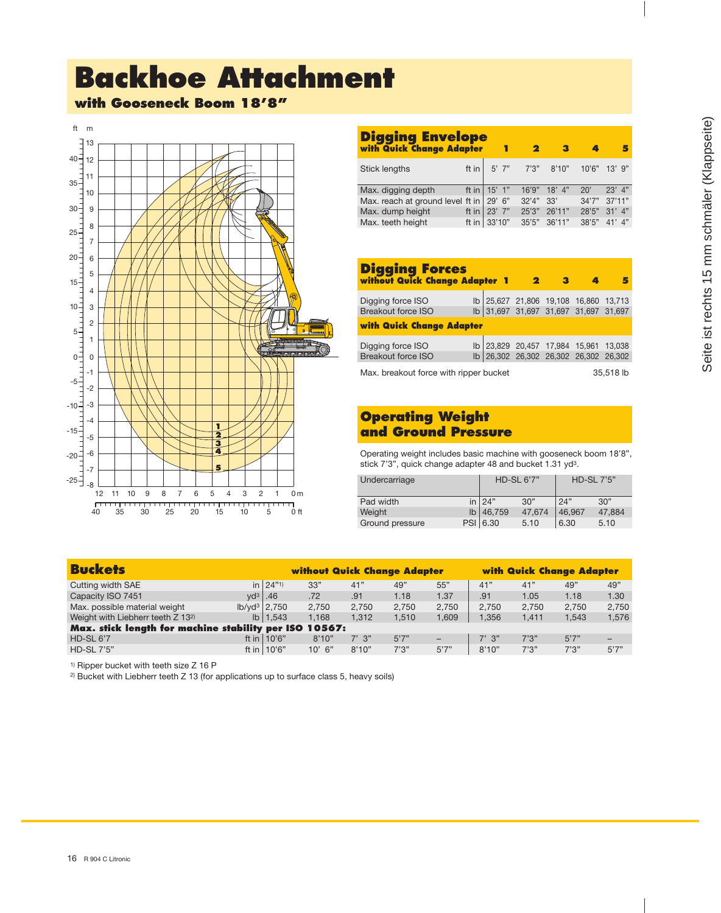# Backhoe Attachment

## with Gooseneck Boom 18'8"

## Digging Envelope

### with Quick Change Adapter

| | | 1 | 2 | 3 | 4 | 5 |
|---|---|---|---|---|---|---|
| Stick lengths | ft in | 5' 7" | 7'3" | 8'10" | 10'6" | 13' 9" |
| Max. digging depth | ft in | 15' 1" | 16'9" | 18' 4" | 20' | 23' 4" |
| Max. reach at ground level | ft in | 29' 6" | 32'4" | 33' | 34'7" | 37'11" |
| Max. dump height | ft in | 23' 7" | 25'3" | 26'11" | 28'5" | 31' 4" |
| Max. teeth height | ft in | 33'10" | 35'5" | 36'11" | 38'5" | 41' 4" |

## Digging Forces

| without Quick Change Adapter | | 1 | 2 | 3 | 4 | 5 |
|---|---|---|---|---|---|---|
| Digging force ISO | lb | 25,627 | 21,806 | 19,108 | 16,860 | 13,713 |
| Breakout force ISO | lb | 31,697 | 31,697 | 31,697 | 31,697 | 31,697 |
| **with Quick Change Adapter** | | | | | | |
| Digging force ISO | lb | 23,829 | 20,457 | 17,984 | 15,961 | 13,038 |
| Breakout force ISO | lb | 26,302 | 26,302 | 26,302 | 26,302 | 26,302 |

Max. breakout force with ripper bucket 35,518 lb

## Operating Weight and Ground Pressure

Operating weight includes basic machine with gooseneck boom 18'8", stick 7'3", quick change adapter 48 and bucket 1.31 yd³.

| Undercarriage | | HD-SL 6'7" | | HD-SL 7'5" | |
|---|---|---|---|---|---|
| Pad width | in | 24" | 30" | 24" | 30" |
| Weight | lb | 46,759 | 47,674 | 46,967 | 47,884 |
| Ground pressure | PSI | 6.30 | 5.10 | 6.30 | 5.10 |

## Buckets

| | | without Quick Change Adapter | | | | | with Quick Change Adapter | | | |
|---|---|---|---|---|---|---|---|---|---|---|
| Cutting width SAE | in | 24"[1] | 33" | 41" | 49" | 55" | 41" | 41" | 49" | 49" |
| Capacity ISO 7451 | yd³ | .46 | .72 | .91 | 1.18 | 1.37 | .91 | 1.05 | 1.18 | 1.30 |
| Max. possible material weight | lb/yd³ | 2,750 | 2,750 | 2,750 | 2,750 | 2,750 | 2,750 | 2,750 | 2,750 | 2,750 |
| Weight with Liebherr teeth Z 13[2] | lb | 1,543 | 1,168 | 1,312 | 1,510 | 1,609 | 1,356 | 1,411 | 1,543 | 1,576 |
| **Max. stick length for machine stability per ISO 10567:** | | | | | | | | | | |
| HD-SL 6'7" | ft in | 10'6" | 8'10" | 7' 3" | 5'7" | – | 7' 3" | 7'3" | 5'7" | – |
| HD-SL 7'5" | ft in | 10'6" | 10' 6" | 8'10" | 7'3" | 5'7" | 8'10" | 7'3" | 7'3" | 5'7" |

[1] Ripper bucket with teeth size Z 16 P

[2] Bucket with Liebherr teeth Z 13 (for applications up to surface class 5, heavy soils)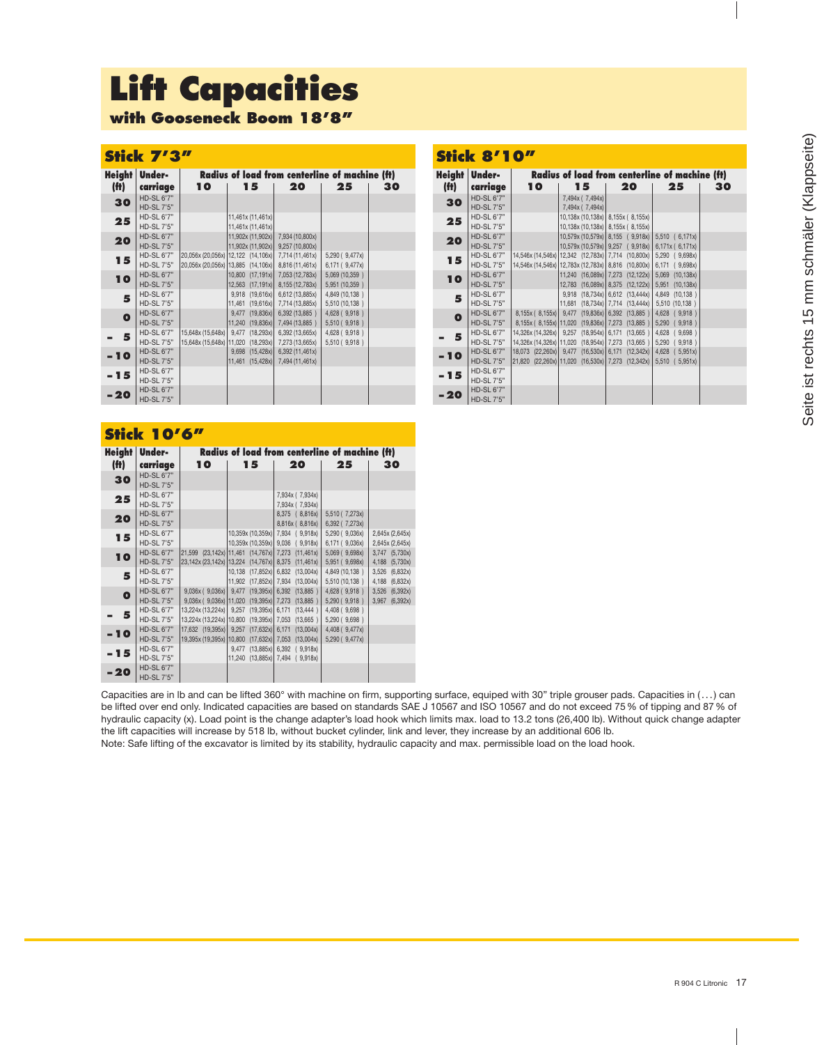# Lift Capacities

**with Gooseneck Boom 18'8"**

## Stick 7'3"

| Height (ft) | Under-carriage | Radius of load from centerline of machine (ft) | | | | |
|---|---|---|---|---|---|---|
| | | 10 | 15 | 20 | 25 | 30 |
| 30 | HD-SL 6'7" | | | | | |
| | HD-SL 7'5" | | | | | |
| 25 | HD-SL 6'7" | | 11,461x (11,461x) | | | |
| | HD-SL 7'5" | | 11,461x (11,461x) | | | |
| 20 | HD-SL 6'7" | | 11,902x (11,902x) | 7,934 (10,800x) | | |
| | HD-SL 7'5" | | 11,902x (11,902x) | 9,257 (10,800x) | | |
| 15 | HD-SL 6'7" | 20,056x (20,056x) | 12,122 (14,106x) | 7,714 (11,461x) | 5,290 ( 9,477x) | |
| | HD-SL 7'5" | 20,056x (20,056x) | 13,885 (14,106x) | 8,816 (11,461x) | 6,171 ( 9,477x) | |
| 10 | HD-SL 6'7" | | 10,800 (17,191x) | 7,053 (12,783x) | 5,069 (10,359 ) | |
| | HD-SL 7'5" | | 12,563 (17,191x) | 8,155 (12,783x) | 5,951 (10,359 ) | |
| 5 | HD-SL 6'7" | | 9,918 (19,616x) | 6,612 (13,885x) | 4,849 (10,138 ) | |
| | HD-SL 7'5" | | 11,461 (19,616x) | 7,714 (13,885x) | 5,510 (10,138 ) | |
| 0 | HD-SL 6'7" | | 9,477 (19,836x) | 6,392 (13,885 ) | 4,628 ( 9,918 ) | |
| | HD-SL 7'5" | | 11,240 (19,836x) | 7,494 (13,885 ) | 5,510 ( 9,918 ) | |
| - 5 | HD-SL 6'7" | 15,648x (15,648x) | 9,477 (18,293x) | 6,392 (13,665x) | 4,628 ( 9,918 ) | |
| | HD-SL 7'5" | 15,648x (15,648x) | 11,020 (18,293x) | 7,273 (13,665x) | 5,510 ( 9,918 ) | |
| -10 | HD-SL 6'7" | | 9,698 (15,428x) | 6,392 (11,461x) | | |
| | HD-SL 7'5" | | 11,461 (15,428x) | 7,494 (11,461x) | | |
| -15 | HD-SL 6'7" | | | | | |
| | HD-SL 7'5" | | | | | |
| -20 | HD-SL 6'7" | | | | | |
| | HD-SL 7'5" | | | | | |

## Stick 8'10"

| Height (ft) | Under-carriage | Radius of load from centerline of machine (ft) | | | | |
|---|---|---|---|---|---|---|
| | | 10 | 15 | 20 | 25 | 30 |
| 30 | HD-SL 6'7" | | 7,494x ( 7,494x) | | | |
| | HD-SL 7'5" | | 7,494x ( 7,494x) | | | |
| 25 | HD-SL 6'7" | | 10,138x (10,138x) | 8,155x ( 8,155x) | | |
| | HD-SL 7'5" | | 10,138x (10,138x) | 8,155x ( 8,155x) | | |
| 20 | HD-SL 6'7" | | 10,579x (10,579x) | 8,155 ( 9,918x) | 5,510 ( 6,171x) | |
| | HD-SL 7'5" | | 10,579x (10,579x) | 9,257 ( 9,918x) | 6,171x ( 6,171x) | |
| 15 | HD-SL 6'7" | 14,546x (14,546x) | 12,342 (12,783x) | 7,714 (10,800x) | 5,290 ( 9,698x) | |
| | HD-SL 7'5" | 14,546x (14,546x) | 12,783x (12,783x) | 8,816 (10,800x) | 6,171 ( 9,698x) | |
| 10 | HD-SL 6'7" | | 11,240 (16,089x) | 7,273 (12,122x) | 5,069 (10,138x) | |
| | HD-SL 7'5" | | 12,783 (16,089x) | 8,375 (12,122x) | 5,951 (10,138x) | |
| 5 | HD-SL 6'7" | | 9,918 (18,734x) | 6,612 (13,444x) | 4,849 (10,138 ) | |
| | HD-SL 7'5" | | 11,681 (18,734x) | 7,714 (13,444x) | 5,510 (10,138 ) | |
| 0 | HD-SL 6'7" | 8,155x ( 8,155x) | 9,477 (19,836x) | 6,392 (13,885 ) | 4,628 ( 9,918 ) | |
| | HD-SL 7'5" | 8,155x ( 8,155x) | 11,020 (19,836x) | 7,273 (13,885 ) | 5,290 ( 9,918 ) | |
| - 5 | HD-SL 6'7" | 14,326x (14,326x) | 9,257 (18,954x) | 6,171 (13,665 ) | 4,628 ( 9,698 ) | |
| | HD-SL 7'5" | 14,326x (14,326x) | 11,020 (18,954x) | 7,273 (13,665 ) | 5,290 ( 9,918 ) | |
| -10 | HD-SL 6'7" | 18,073 (22,260x) | 9,477 (16,530x) | 6,171 (12,342x) | 4,628 ( 5,951x) | |
| | HD-SL 7'5" | 21,820 (22,260x) | 11,020 (16,530x) | 7,273 (12,342x) | 5,510 ( 5,951x) | |
| -15 | HD-SL 6'7" | | | | | |
| | HD-SL 7'5" | | | | | |
| -20 | HD-SL 6'7" | | | | | |
| | HD-SL 7'5" | | | | | |

## Stick 10'6"

| Height (ft) | Under-carriage | Radius of load from centerline of machine (ft) | | | | |
|---|---|---|---|---|---|---|
| | | 10 | 15 | 20 | 25 | 30 |
| 30 | HD-SL 6'7" | | | | | |
| | HD-SL 7'5" | | | | | |
| 25 | HD-SL 6'7" | | | 7,934x ( 7,934x) | | |
| | HD-SL 7'5" | | | 7,934x ( 7,934x) | | |
| 20 | HD-SL 6'7" | | | 8,375 ( 8,816x) | 5,510 ( 7,273x) | |
| | HD-SL 7'5" | | | 8,816x ( 8,816x) | 6,392 ( 7,273x) | |
| 15 | HD-SL 6'7" | | 10,359x (10,359x) | 7,934 ( 9,918x) | 5,290 ( 9,036x) | 2,645x (2,645x) |
| | HD-SL 7'5" | | 10,359x (10,359x) | 9,036 ( 9,918x) | 6,171 ( 9,036x) | 2,645x (2,645x) |
| 10 | HD-SL 6'7" | 21,599 (23,142x) | 11,461 (14,767x) | 7,273 (11,461x) | 5,069 ( 9,698x) | 3,747 (5,730x) |
| | HD-SL 7'5" | 23,142x (23,142x) | 13,224 (14,767x) | 8,375 (11,461x) | 5,951 ( 9,698x) | 4,188 (5,730x) |
| 5 | HD-SL 6'7" | | 10,138 (17,852x) | 6,832 (13,004x) | 4,849 (10,138 ) | 3,526 (6,832x) |
| | HD-SL 7'5" | | 11,902 (17,852x) | 7,934 (13,004x) | 5,510 (10,138 ) | 4,188 (6,832x) |
| 0 | HD-SL 6'7" | 9,036x ( 9,036x) | 9,477 (19,395x) | 6,392 (13,885 ) | 4,628 ( 9,918 ) | 3,526 (6,392x) |
| | HD-SL 7'5" | 9,036x ( 9,036x) | 11,020 (19,395x) | 7,273 (13,885 ) | 5,290 ( 9,918 ) | 3,967 (6,392x) |
| - 5 | HD-SL 6'7" | 13,224x (13,224x) | 9,257 (19,395x) | 6,171 (13,444 ) | 4,408 ( 9,698 ) | |
| | HD-SL 7'5" | 13,224x (13,224x) | 10,800 (19,395x) | 7,053 (13,665 ) | 5,290 ( 9,698 ) | |
| -10 | HD-SL 6'7" | 17,632 (19,395x) | 9,257 (17,632x) | 6,171 (13,004x) | 4,408 ( 9,477x) | |
| | HD-SL 7'5" | 19,395x (19,395x) | 10,800 (17,632x) | 7,053 (13,004x) | 5,290 ( 9,477x) | |
| -15 | HD-SL 6'7" | | 9,477 (13,885x) | 6,392 ( 9,918x) | | |
| | HD-SL 7'5" | | 11,240 (13,885x) | 7,494 ( 9,918x) | | |
| -20 | HD-SL 6'7" | | | | | |
| | HD-SL 7'5" | | | | | |

Capacities are in lb and can be lifted 360° with machine on firm, supporting surface, equiped with 30" triple grouser pads. Capacities in (. . .) can be lifted over end only. Indicated capacities are based on standards SAE J 10567 and ISO 10567 and do not exceed 75 % of tipping and 87 % of hydraulic capacity (x). Load point is the change adapter's load hook which limits max. load to 13.2 tons (26,400 lb). Without quick change adapter the lift capacities will increase by 518 lb, without bucket cylinder, link and lever, they increase by an additional 606 lb.
Note: Safe lifting of the excavator is limited by its stability, hydraulic capacity and max. permissible load on the load hook.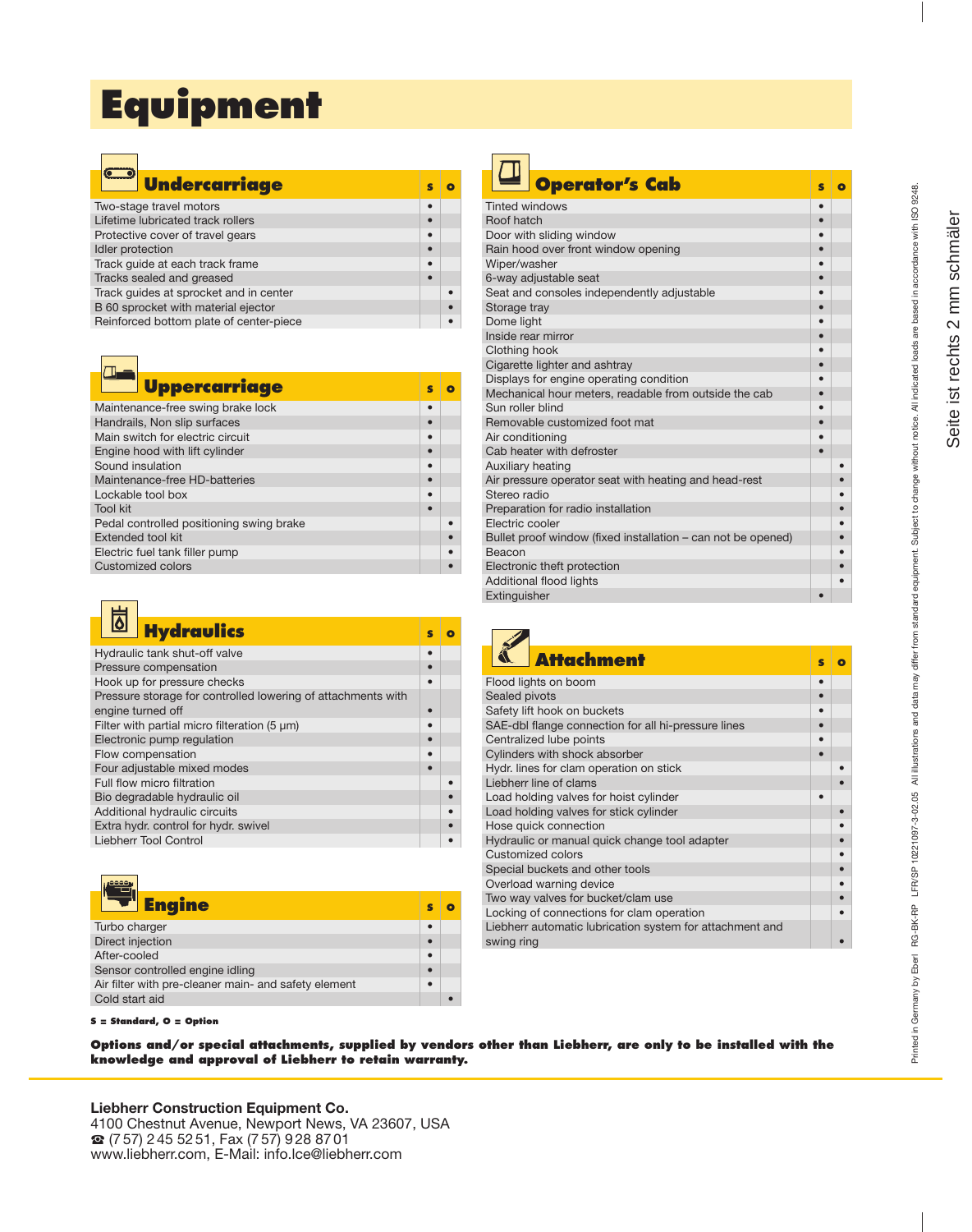# Equipment

## Undercarriage

| Undercarriage | s | o |
|---|---|---|
| Two-stage travel motors | • | |
| Lifetime lubricated track rollers | • | |
| Protective cover of travel gears | • | |
| Idler protection | • | |
| Track guide at each track frame | • | |
| Tracks sealed and greased | • | |
| Track guides at sprocket and in center | | • |
| B 60 sprocket with material ejector | | • |
| Reinforced bottom plate of center-piece | | • |

## Uppercarriage

| Uppercarriage | s | o |
|---|---|---|
| Maintenance-free swing brake lock | • | |
| Handrails, Non slip surfaces | • | |
| Main switch for electric circuit | • | |
| Engine hood with lift cylinder | • | |
| Sound insulation | • | |
| Maintenance-free HD-batteries | • | |
| Lockable tool box | • | |
| Tool kit | • | |
| Pedal controlled positioning swing brake | | • |
| Extended tool kit | | • |
| Electric fuel tank filler pump | | • |
| Customized colors | | • |

## Hydraulics

| Hydraulics | s | o |
|---|---|---|
| Hydraulic tank shut-off valve | • | |
| Pressure compensation | • | |
| Hook up for pressure checks | • | |
| Pressure storage for controlled lowering of attachments with engine turned off | • | |
| Filter with partial micro filtration (5 µm) | • | |
| Electronic pump regulation | • | |
| Flow compensation | • | |
| Four adjustable mixed modes | • | |
| Full flow micro filtration | | • |
| Bio degradable hydraulic oil | | • |
| Additional hydraulic circuits | | • |
| Extra hydr. control for hydr. swivel | | • |
| Liebherr Tool Control | | • |

## Engine

| Engine | s | o |
|---|---|---|
| Turbo charger | • | |
| Direct injection | • | |
| After-cooled | • | |
| Sensor controlled engine idling | • | |
| Air filter with pre-cleaner main- and safety element | • | |
| Cold start aid | | • |

## Operator's Cab

| Operator's Cab | s | o |
|---|---|---|
| Tinted windows | • | |
| Roof hatch | • | |
| Door with sliding window | • | |
| Rain hood over front window opening | • | |
| Wiper/washer | • | |
| 6-way adjustable seat | • | |
| Seat and consoles independently adjustable | • | |
| Storage tray | • | |
| Dome light | • | |
| Inside rear mirror | • | |
| Clothing hook | • | |
| Cigarette lighter and ashtray | • | |
| Displays for engine operating condition | • | |
| Mechanical hour meters, readable from outside the cab | • | |
| Sun roller blind | • | |
| Removable customized foot mat | • | |
| Air conditioning | • | |
| Cab heater with defroster | • | |
| Auxiliary heating | | • |
| Air pressure operator seat with heating and head-rest | | • |
| Stereo radio | | • |
| Preparation for radio installation | | • |
| Electric cooler | | • |
| Bullet proof window (fixed installation – can not be opened) | | • |
| Beacon | | • |
| Electronic theft protection | | • |
| Additional flood lights | | • |
| Extinguisher | • | |

## Attachment

| Attachment | s | o |
|---|---|---|
| Flood lights on boom | • | |
| Sealed pivots | • | |
| Safety lift hook on buckets | • | |
| SAE-dbl flange connection for all hi-pressure lines | • | |
| Centralized lube points | • | |
| Cylinders with shock absorber | • | |
| Hydr. lines for clam operation on stick | | • |
| Liebherr line of clams | | • |
| Load holding valves for hoist cylinder | • | |
| Load holding valves for stick cylinder | | • |
| Hose quick connection | | • |
| Hydraulic or manual quick change tool adapter | | • |
| Customized colors | | • |
| Special buckets and other tools | | • |
| Overload warning device | | • |
| Two way valves for bucket/clam use | | • |
| Locking of connections for clam operation | | • |
| Liebherr automatic lubrication system for attachment and swing ring | | • |

**s = Standard, o = Option**

**Options and/or special attachments, supplied by vendors other than Liebherr, are only to be installed with the knowledge and approval of Liebherr to retain warranty.**

**Liebherr Construction Equipment Co.**
4100 Chestnut Avenue, Newport News, VA 23607, USA
☎ (757) 245 5251, Fax (757) 928 8701
www.liebherr.com, E-Mail: info.lce@liebherr.com

Printed in Germany by Eberl RG-BK-RP LFR/SP 10221097-3-02.05 All illustrations and data may differ from standard equipment. Subject to change without notice. All indicated loads are based in accordance with ISO 9248.